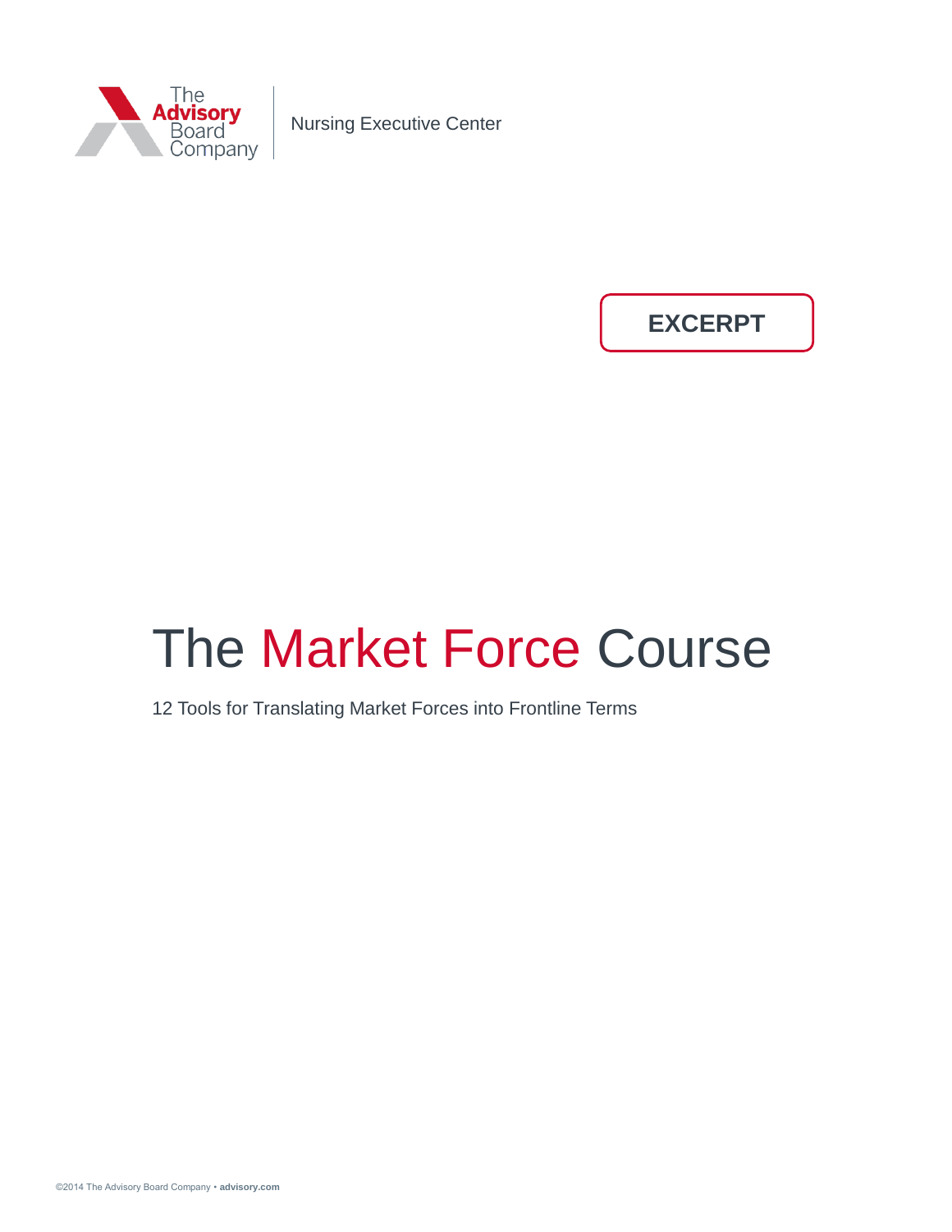The Advisory Board Company | Nursing Executive Center

**EXCERPT**

# The Market Force Course

12 Tools for Translating Market Forces into Frontline Terms

©2014 The Advisory Board Company • **advisory.com**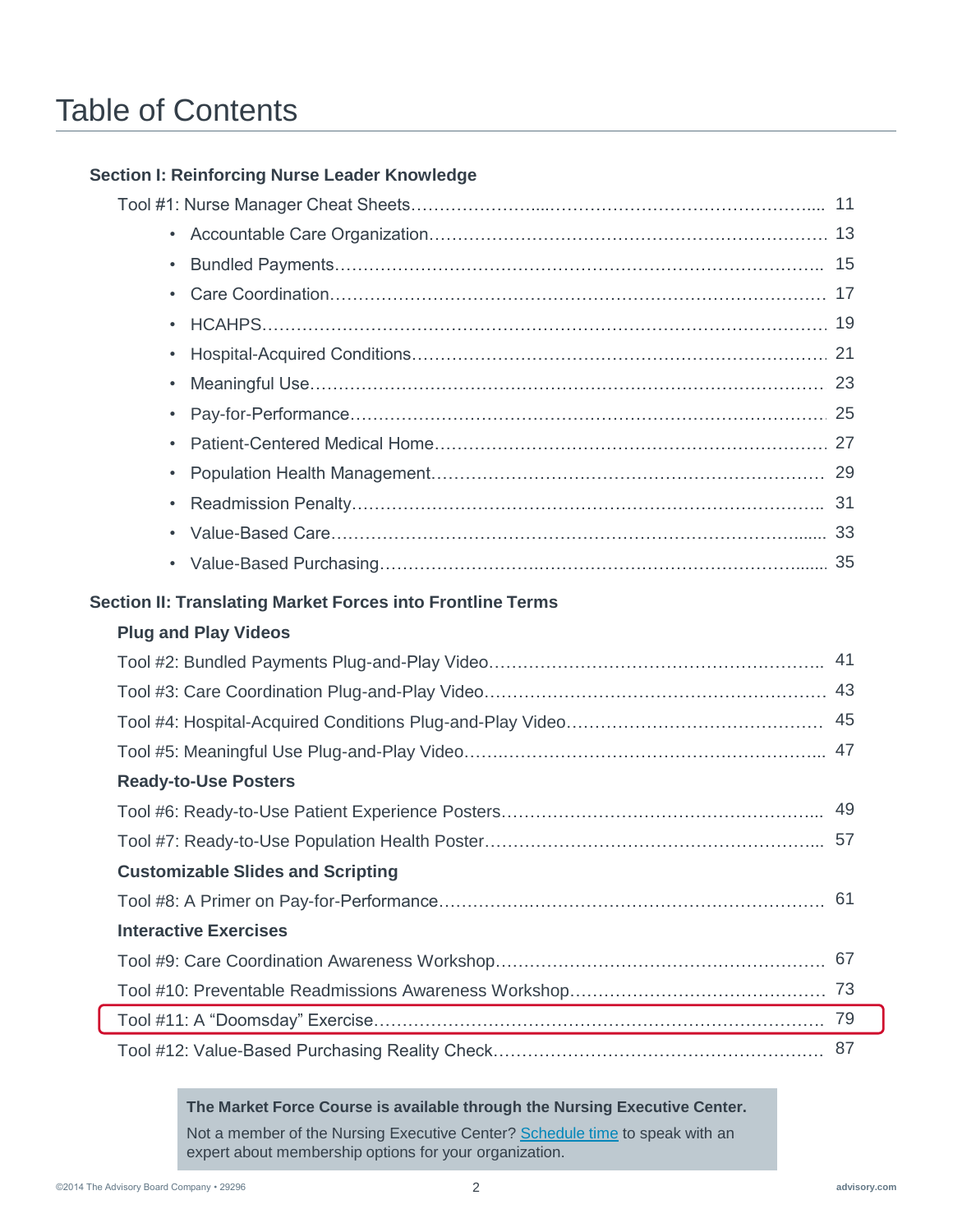# Table of Contents

**Section I: Reinforcing Nurse Leader Knowledge**

Tool #1: Nurse Manager Cheat Sheets ........ 11

- Accountable Care Organization ........ 13
- Bundled Payments ........ 15
- Care Coordination ........ 17
- HCAHPS ........ 19
- Hospital-Acquired Conditions ........ 21
- Meaningful Use ........ 23
- Pay-for-Performance ........ 25
- Patient-Centered Medical Home ........ 27
- Population Health Management ........ 29
- Readmission Penalty ........ 31
- Value-Based Care ........ 33
- Value-Based Purchasing ........ 35

**Section II: Translating Market Forces into Frontline Terms**

**Plug and Play Videos**

Tool #2: Bundled Payments Plug-and-Play Video ........ 41

Tool #3: Care Coordination Plug-and-Play Video ........ 43

Tool #4: Hospital-Acquired Conditions Plug-and-Play Video ........ 45

Tool #5: Meaningful Use Plug-and-Play Video ........ 47

**Ready-to-Use Posters**

Tool #6: Ready-to-Use Patient Experience Posters ........ 49

Tool #7: Ready-to-Use Population Health Poster ........ 57

**Customizable Slides and Scripting**

Tool #8: A Primer on Pay-for-Performance ........ 61

**Interactive Exercises**

Tool #9: Care Coordination Awareness Workshop ........ 67

Tool #10: Preventable Readmissions Awareness Workshop ........ 73

Tool #11: A "Doomsday" Exercise ........ 79

Tool #12: Value-Based Purchasing Reality Check ........ 87

**The Market Force Course is available through the Nursing Executive Center.**

Not a member of the Nursing Executive Center? Schedule time to speak with an expert about membership options for your organization.

©2014 The Advisory Board Company • 29296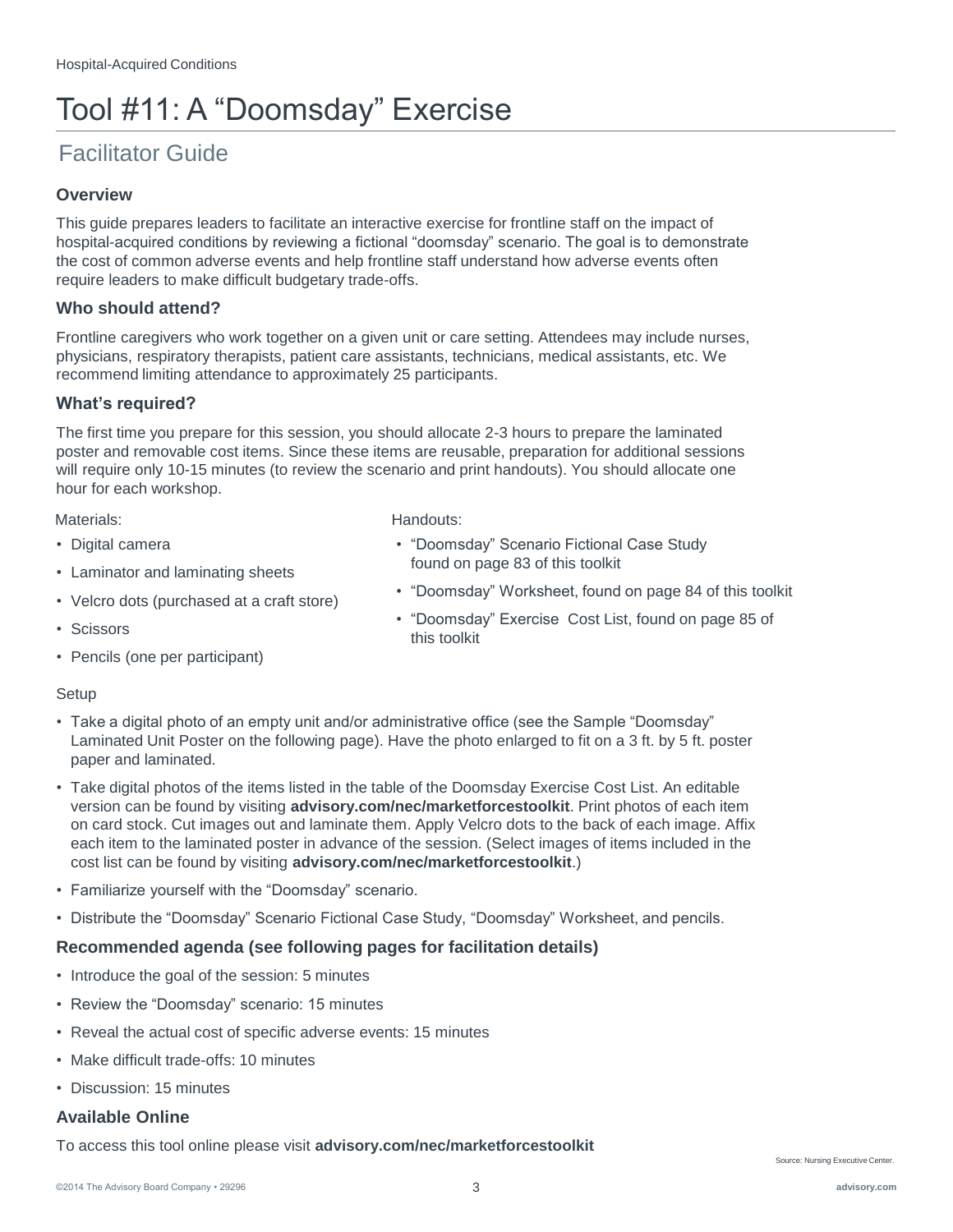# Tool #11: A "Doomsday" Exercise

## Facilitator Guide

### Overview

This guide prepares leaders to facilitate an interactive exercise for frontline staff on the impact of hospital-acquired conditions by reviewing a fictional "doomsday" scenario. The goal is to demonstrate the cost of common adverse events and help frontline staff understand how adverse events often require leaders to make difficult budgetary trade-offs.

### Who should attend?

Frontline caregivers who work together on a given unit or care setting. Attendees may include nurses, physicians, respiratory therapists, patient care assistants, technicians, medical assistants, etc. We recommend limiting attendance to approximately 25 participants.

### What's required?

The first time you prepare for this session, you should allocate 2-3 hours to prepare the laminated poster and removable cost items. Since these items are reusable, preparation for additional sessions will require only 10-15 minutes (to review the scenario and print handouts). You should allocate one hour for each workshop.

Materials:

- Digital camera
- Laminator and laminating sheets
- Velcro dots (purchased at a craft store)
- Scissors
- Pencils (one per participant)

Handouts:

- "Doomsday" Scenario Fictional Case Study found on page 83 of this toolkit
- "Doomsday" Worksheet, found on page 84 of this toolkit
- "Doomsday" Exercise Cost List, found on page 85 of this toolkit

Setup

- Take a digital photo of an empty unit and/or administrative office (see the Sample "Doomsday" Laminated Unit Poster on the following page). Have the photo enlarged to fit on a 3 ft. by 5 ft. poster paper and laminated.
- Take digital photos of the items listed in the table of the Doomsday Exercise Cost List. An editable version can be found by visiting **advisory.com/nec/marketforcestoolkit**. Print photos of each item on card stock. Cut images out and laminate them. Apply Velcro dots to the back of each image. Affix each item to the laminated poster in advance of the session. (Select images of items included in the cost list can be found by visiting **advisory.com/nec/marketforcestoolkit**.)
- Familiarize yourself with the "Doomsday" scenario.
- Distribute the "Doomsday" Scenario Fictional Case Study, "Doomsday" Worksheet, and pencils.

### Recommended agenda (see following pages for facilitation details)

- Introduce the goal of the session: 5 minutes
- Review the "Doomsday" scenario: 15 minutes
- Reveal the actual cost of specific adverse events: 15 minutes
- Make difficult trade-offs: 10 minutes
- Discussion: 15 minutes

### Available Online

To access this tool online please visit **advisory.com/nec/marketforcestoolkit**

Source: Nursing Executive Center.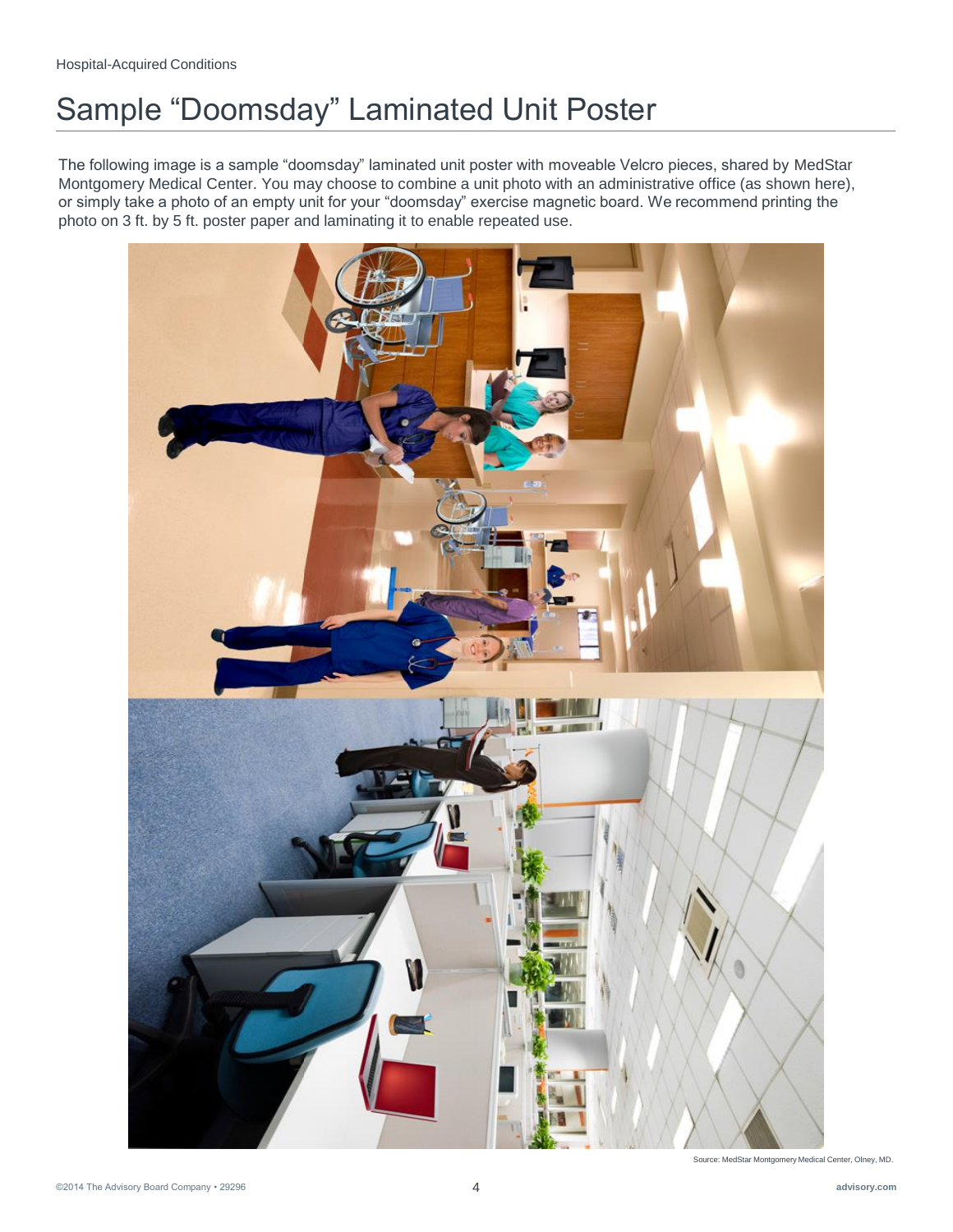# Sample "Doomsday" Laminated Unit Poster

The following image is a sample "doomsday" laminated unit poster with moveable Velcro pieces, shared by MedStar Montgomery Medical Center. You may choose to combine a unit photo with an administrative office (as shown here), or simply take a photo of an empty unit for your "doomsday" exercise magnetic board. We recommend printing the photo on 3 ft. by 5 ft. poster paper and laminating it to enable repeated use.

Source: MedStar Montgomery Medical Center, Olney, MD.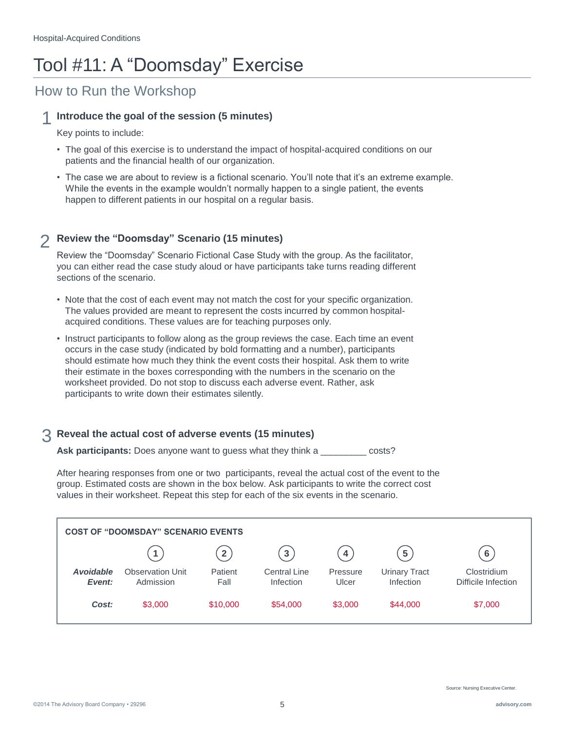# Tool #11: A "Doomsday" Exercise

## How to Run the Workshop

### 1 Introduce the goal of the session (5 minutes)

Key points to include:

- The goal of this exercise is to understand the impact of hospital-acquired conditions on our patients and the financial health of our organization.
- The case we are about to review is a fictional scenario. You'll note that it's an extreme example. While the events in the example wouldn't normally happen to a single patient, the events happen to different patients in our hospital on a regular basis.

### 2 Review the "Doomsday" Scenario (15 minutes)

Review the "Doomsday" Scenario Fictional Case Study with the group. As the facilitator, you can either read the case study aloud or have participants take turns reading different sections of the scenario.

- Note that the cost of each event may not match the cost for your specific organization. The values provided are meant to represent the costs incurred by common hospital-acquired conditions. These values are for teaching purposes only.
- Instruct participants to follow along as the group reviews the case. Each time an event occurs in the case study (indicated by bold formatting and a number), participants should estimate how much they think the event costs their hospital. Ask them to write their estimate in the boxes corresponding with the numbers in the scenario on the worksheet provided. Do not stop to discuss each adverse event. Rather, ask participants to write down their estimates silently.

### 3 Reveal the actual cost of adverse events (15 minutes)

**Ask participants:** Does anyone want to guess what they think a _________ costs?

After hearing responses from one or two participants, reveal the actual cost of the event to the group. Estimated costs are shown in the box below. Ask participants to write the correct cost values in their worksheet. Repeat this step for each of the six events in the scenario.

**COST OF "DOOMSDAY" SCENARIO EVENTS**

| | 1 | 2 | 3 | 4 | 5 | 6 |
|---|---|---|---|---|---|---|
| ***Avoidable Event:*** | Observation Unit Admission | Patient Fall | Central Line Infection | Pressure Ulcer | Urinary Tract Infection | Clostridium Difficile Infection |
| ***Cost:*** | $3,000 | $10,000 | $54,000 | $3,000 | $44,000 | $7,000 |

Source: Nursing Executive Center.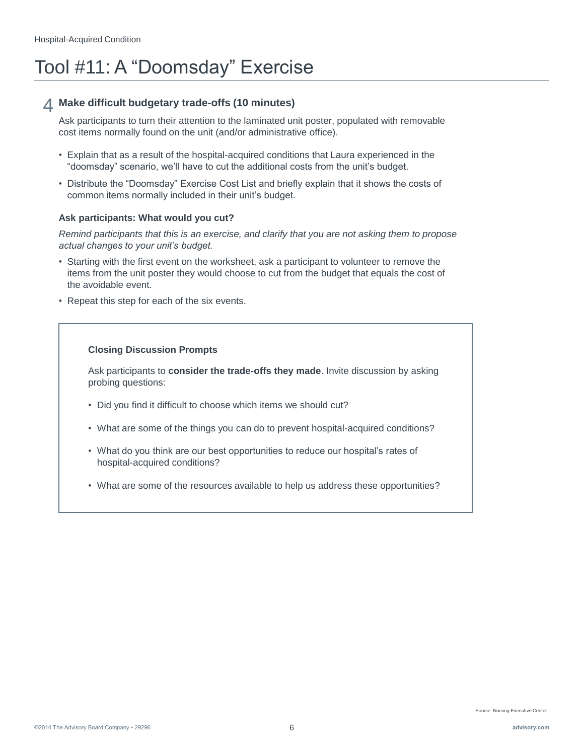# Tool #11: A "Doomsday" Exercise

## 4 Make difficult budgetary trade-offs (10 minutes)

Ask participants to turn their attention to the laminated unit poster, populated with removable cost items normally found on the unit (and/or administrative office).

- Explain that as a result of the hospital-acquired conditions that Laura experienced in the "doomsday" scenario, we'll have to cut the additional costs from the unit's budget.
- Distribute the "Doomsday" Exercise Cost List and briefly explain that it shows the costs of common items normally included in their unit's budget.

**Ask participants: What would you cut?**

*Remind participants that this is an exercise, and clarify that you are not asking them to propose actual changes to your unit's budget.*

- Starting with the first event on the worksheet, ask a participant to volunteer to remove the items from the unit poster they would choose to cut from the budget that equals the cost of the avoidable event.
- Repeat this step for each of the six events.

**Closing Discussion Prompts**

Ask participants to **consider the trade-offs they made**. Invite discussion by asking probing questions:

- Did you find it difficult to choose which items we should cut?
- What are some of the things you can do to prevent hospital-acquired conditions?
- What do you think are our best opportunities to reduce our hospital's rates of hospital-acquired conditions?
- What are some of the resources available to help us address these opportunities?

Source: Nursing Executive Center.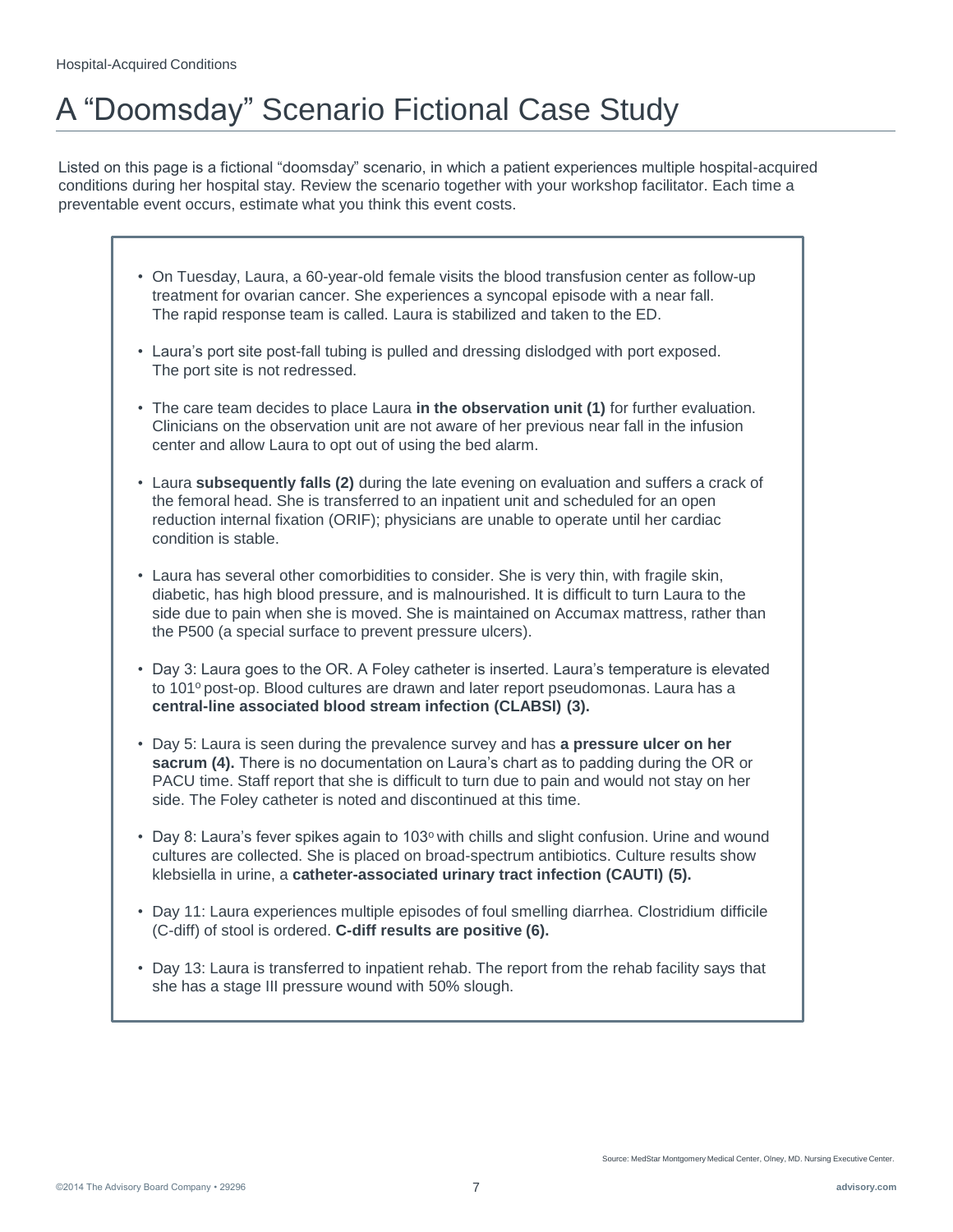# A "Doomsday" Scenario Fictional Case Study

Listed on this page is a fictional "doomsday" scenario, in which a patient experiences multiple hospital-acquired conditions during her hospital stay. Review the scenario together with your workshop facilitator. Each time a preventable event occurs, estimate what you think this event costs.

- On Tuesday, Laura, a 60-year-old female visits the blood transfusion center as follow-up treatment for ovarian cancer. She experiences a syncopal episode with a near fall. The rapid response team is called. Laura is stabilized and taken to the ED.
- Laura's port site post-fall tubing is pulled and dressing dislodged with port exposed. The port site is not redressed.
- The care team decides to place Laura **in the observation unit (1)** for further evaluation. Clinicians on the observation unit are not aware of her previous near fall in the infusion center and allow Laura to opt out of using the bed alarm.
- Laura **subsequently falls (2)** during the late evening on evaluation and suffers a crack of the femoral head. She is transferred to an inpatient unit and scheduled for an open reduction internal fixation (ORIF); physicians are unable to operate until her cardiac condition is stable.
- Laura has several other comorbidities to consider. She is very thin, with fragile skin, diabetic, has high blood pressure, and is malnourished. It is difficult to turn Laura to the side due to pain when she is moved. She is maintained on Accumax mattress, rather than the P500 (a special surface to prevent pressure ulcers).
- Day 3: Laura goes to the OR. A Foley catheter is inserted. Laura's temperature is elevated to 101° post-op. Blood cultures are drawn and later report pseudomonas. Laura has a **central-line associated blood stream infection (CLABSI) (3).**
- Day 5: Laura is seen during the prevalence survey and has **a pressure ulcer on her sacrum (4).** There is no documentation on Laura's chart as to padding during the OR or PACU time. Staff report that she is difficult to turn due to pain and would not stay on her side. The Foley catheter is noted and discontinued at this time.
- Day 8: Laura's fever spikes again to 103° with chills and slight confusion. Urine and wound cultures are collected. She is placed on broad-spectrum antibiotics. Culture results show klebsiella in urine, a **catheter-associated urinary tract infection (CAUTI) (5).**
- Day 11: Laura experiences multiple episodes of foul smelling diarrhea. Clostridium difficile (C-diff) of stool is ordered. **C-diff results are positive (6).**
- Day 13: Laura is transferred to inpatient rehab. The report from the rehab facility says that she has a stage III pressure wound with 50% slough.

Source: MedStar Montgomery Medical Center, Olney, MD. Nursing Executive Center.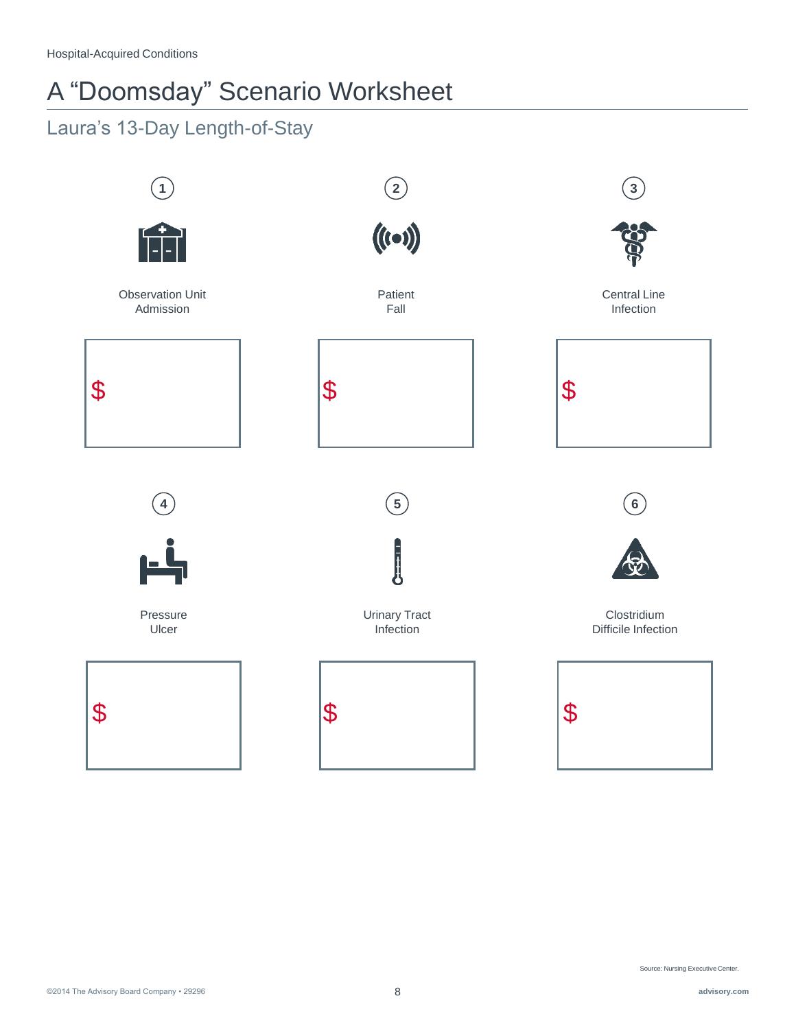# A "Doomsday" Scenario Worksheet

## Laura's 13-Day Length-of-Stay

1. Observation Unit Admission

   $

2. Patient Fall

   $

3. Central Line Infection

   $

4. Pressure Ulcer

   $

5. Urinary Tract Infection

   $

6. Clostridium Difficile Infection

   $

Source: Nursing Executive Center.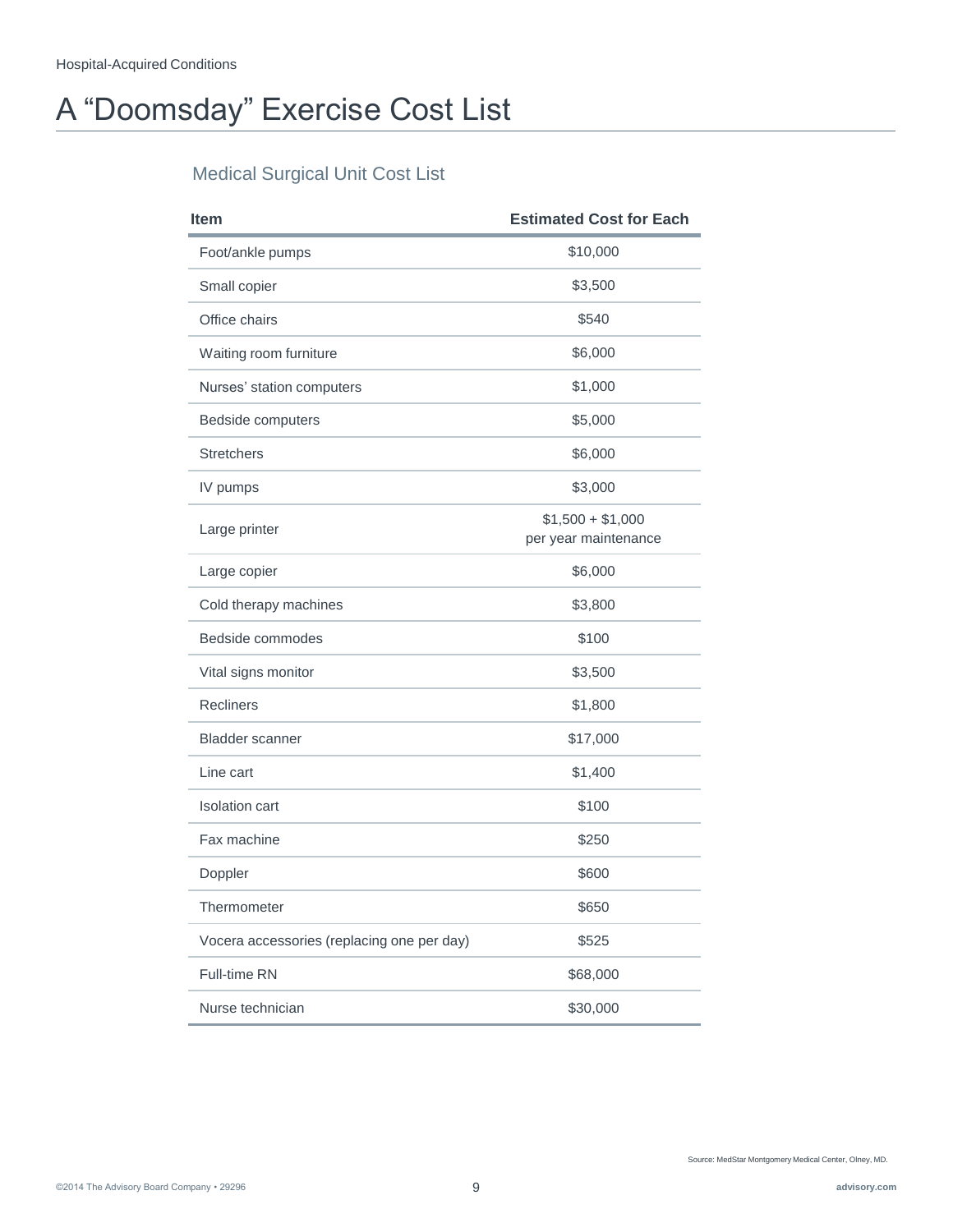# A "Doomsday" Exercise Cost List

## Medical Surgical Unit Cost List

| Item | Estimated Cost for Each |
|---|---|
| Foot/ankle pumps | $10,000 |
| Small copier | $3,500 |
| Office chairs | $540 |
| Waiting room furniture | $6,000 |
| Nurses' station computers | $1,000 |
| Bedside computers | $5,000 |
| Stretchers | $6,000 |
| IV pumps | $3,000 |
| Large printer | $1,500 + $1,000 per year maintenance |
| Large copier | $6,000 |
| Cold therapy machines | $3,800 |
| Bedside commodes | $100 |
| Vital signs monitor | $3,500 |
| Recliners | $1,800 |
| Bladder scanner | $17,000 |
| Line cart | $1,400 |
| Isolation cart | $100 |
| Fax machine | $250 |
| Doppler | $600 |
| Thermometer | $650 |
| Vocera accessories (replacing one per day) | $525 |
| Full-time RN | $68,000 |
| Nurse technician | $30,000 |

Source: MedStar Montgomery Medical Center, Olney, MD.